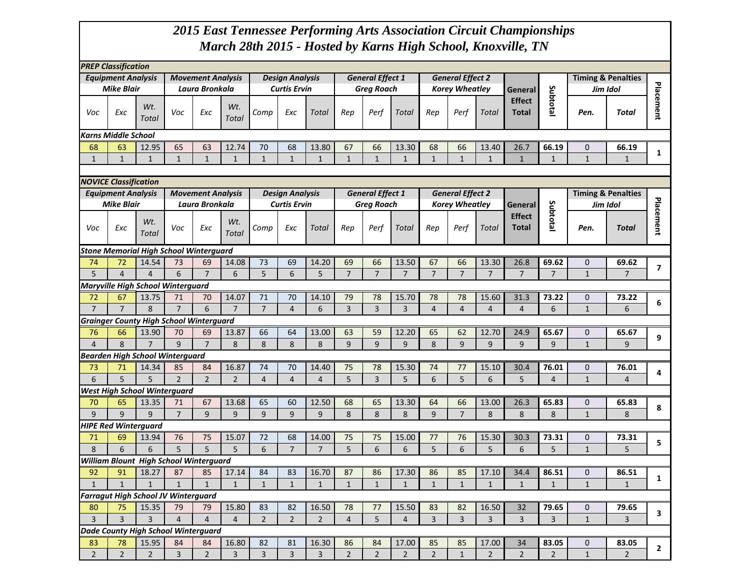# 2015 East Tennessee Performing Arts Association Circuit Championships
## March 28th 2015 - Hosted by Karns High School, Knoxville, TN

### PREP Classification

| Equipment Analysis<br>Mike Blair | | | Movement Analysis<br>Laura Bronkala | | | Design Analysis<br>Curtis Ervin | | | General Effect 1<br>Greg Roach | | | General Effect 2<br>Korey Wheatley | | | General Effect Total | Subtotal | Timing & Penalties<br>Jim Idol | | Placement |
|---|---|---|---|---|---|---|---|---|---|---|---|---|---|---|---|---|---|---|---|
| *Voc* | *Exc* | *Wt. Total* | *Voc* | *Exc* | *Wt. Total* | *Comp* | *Exc* | *Total* | *Rep* | *Perf* | *Total* | *Rep* | *Perf* | *Total* | | | *Pen.* | *Total* | |
| **Karns Middle School** | | | | | | | | | | | | | | | | | | | |
| 68 | 63 | 12.95 | 65 | 63 | 12.74 | 70 | 68 | 13.80 | 67 | 66 | 13.30 | 68 | 66 | 13.40 | 26.7 | **66.19** | 0 | **66.19** | **1** |
| 1 | 1 | 1 | 1 | 1 | 1 | 1 | 1 | 1 | 1 | 1 | 1 | 1 | 1 | 1 | 1 | 1 | 1 | 1 | |

### NOVICE Classification

| Equipment Analysis<br>Mike Blair | | | Movement Analysis<br>Laura Bronkala | | | Design Analysis<br>Curtis Ervin | | | General Effect 1<br>Greg Roach | | | General Effect 2<br>Korey Wheatley | | | General Effect Total | Subtotal | Timing & Penalties<br>Jim Idol | | Placement |
|---|---|---|---|---|---|---|---|---|---|---|---|---|---|---|---|---|---|---|---|
| *Voc* | *Exc* | *Wt. Total* | *Voc* | *Exc* | *Wt. Total* | *Comp* | *Exc* | *Total* | *Rep* | *Perf* | *Total* | *Rep* | *Perf* | *Total* | | | *Pen.* | *Total* | |
| **Stone Memorial High School Winterguard** | | | | | | | | | | | | | | | | | | | |
| 74 | 72 | 14.54 | 73 | 69 | 14.08 | 73 | 69 | 14.20 | 69 | 66 | 13.50 | 67 | 66 | 13.30 | 26.8 | **69.62** | 0 | **69.62** | **7** |
| 5 | 4 | 4 | 6 | 7 | 6 | 5 | 6 | 5 | 7 | 7 | 7 | 7 | 7 | 7 | 7 | 7 | 1 | 7 | |
| **Maryville High School Winterguard** | | | | | | | | | | | | | | | | | | | |
| 72 | 67 | 13.75 | 71 | 70 | 14.07 | 71 | 70 | 14.10 | 79 | 78 | 15.70 | 78 | 78 | 15.60 | 31.3 | **73.22** | 0 | **73.22** | **6** |
| 7 | 7 | 8 | 7 | 6 | 7 | 7 | 4 | 6 | 3 | 3 | 3 | 4 | 4 | 4 | 4 | 6 | 1 | 6 | |
| **Grainger County High School Winterguard** | | | | | | | | | | | | | | | | | | | |
| 76 | 66 | 13.90 | 70 | 69 | 13.87 | 66 | 64 | 13.00 | 63 | 59 | 12.20 | 65 | 62 | 12.70 | 24.9 | **65.67** | 0 | **65.67** | **9** |
| 4 | 8 | 7 | 9 | 7 | 8 | 8 | 8 | 8 | 9 | 9 | 9 | 8 | 9 | 9 | 9 | 9 | 1 | 9 | |
| **Bearden High School Winterguard** | | | | | | | | | | | | | | | | | | | |
| 73 | 71 | 14.34 | 85 | 84 | 16.87 | 74 | 70 | 14.40 | 75 | 78 | 15.30 | 74 | 77 | 15.10 | 30.4 | **76.01** | 0 | **76.01** | **4** |
| 6 | 5 | 5 | 2 | 2 | 2 | 4 | 4 | 4 | 5 | 3 | 5 | 6 | 5 | 6 | 5 | 4 | 1 | 4 | |
| **West High School Winterguard** | | | | | | | | | | | | | | | | | | | |
| 70 | 65 | 13.35 | 71 | 67 | 13.68 | 65 | 60 | 12.50 | 68 | 65 | 13.30 | 64 | 66 | 13.00 | 26.3 | **65.83** | 0 | **65.83** | **8** |
| 9 | 9 | 9 | 7 | 9 | 9 | 9 | 9 | 9 | 8 | 8 | 8 | 9 | 7 | 8 | 8 | 8 | 1 | 8 | |
| **HIPE Red Winterguard** | | | | | | | | | | | | | | | | | | | |
| 71 | 69 | 13.94 | 76 | 75 | 15.07 | 72 | 68 | 14.00 | 75 | 75 | 15.00 | 77 | 76 | 15.30 | 30.3 | **73.31** | 0 | **73.31** | **5** |
| 8 | 6 | 6 | 5 | 5 | 5 | 6 | 7 | 7 | 5 | 6 | 6 | 5 | 6 | 5 | 6 | 5 | 1 | 5 | |
| **William Blount High School Winterguard** | | | | | | | | | | | | | | | | | | | |
| 92 | 91 | 18.27 | 87 | 85 | 17.14 | 84 | 83 | 16.70 | 87 | 86 | 17.30 | 86 | 85 | 17.10 | 34.4 | **86.51** | 0 | **86.51** | **1** |
| 1 | 1 | 1 | 1 | 1 | 1 | 1 | 1 | 1 | 1 | 1 | 1 | 1 | 1 | 1 | 1 | 1 | 1 | 1 | |
| **Farragut High School JV Winterguard** | | | | | | | | | | | | | | | | | | | |
| 80 | 75 | 15.35 | 79 | 79 | 15.80 | 83 | 82 | 16.50 | 78 | 77 | 15.50 | 83 | 82 | 16.50 | 32 | **79.65** | 0 | **79.65** | **3** |
| 3 | 3 | 3 | 4 | 4 | 4 | 2 | 2 | 2 | 4 | 5 | 4 | 3 | 3 | 3 | 3 | 3 | 1 | 3 | |
| **Dade County High School Winterguard** | | | | | | | | | | | | | | | | | | | |
| 83 | 78 | 15.95 | 84 | 84 | 16.80 | 82 | 81 | 16.30 | 86 | 84 | 17.00 | 85 | 85 | 17.00 | 34 | **83.05** | 0 | **83.05** | **2** |
| 2 | 2 | 2 | 3 | 2 | 3 | 3 | 3 | 3 | 2 | 2 | 2 | 2 | 1 | 2 | 2 | 2 | 1 | 2 | |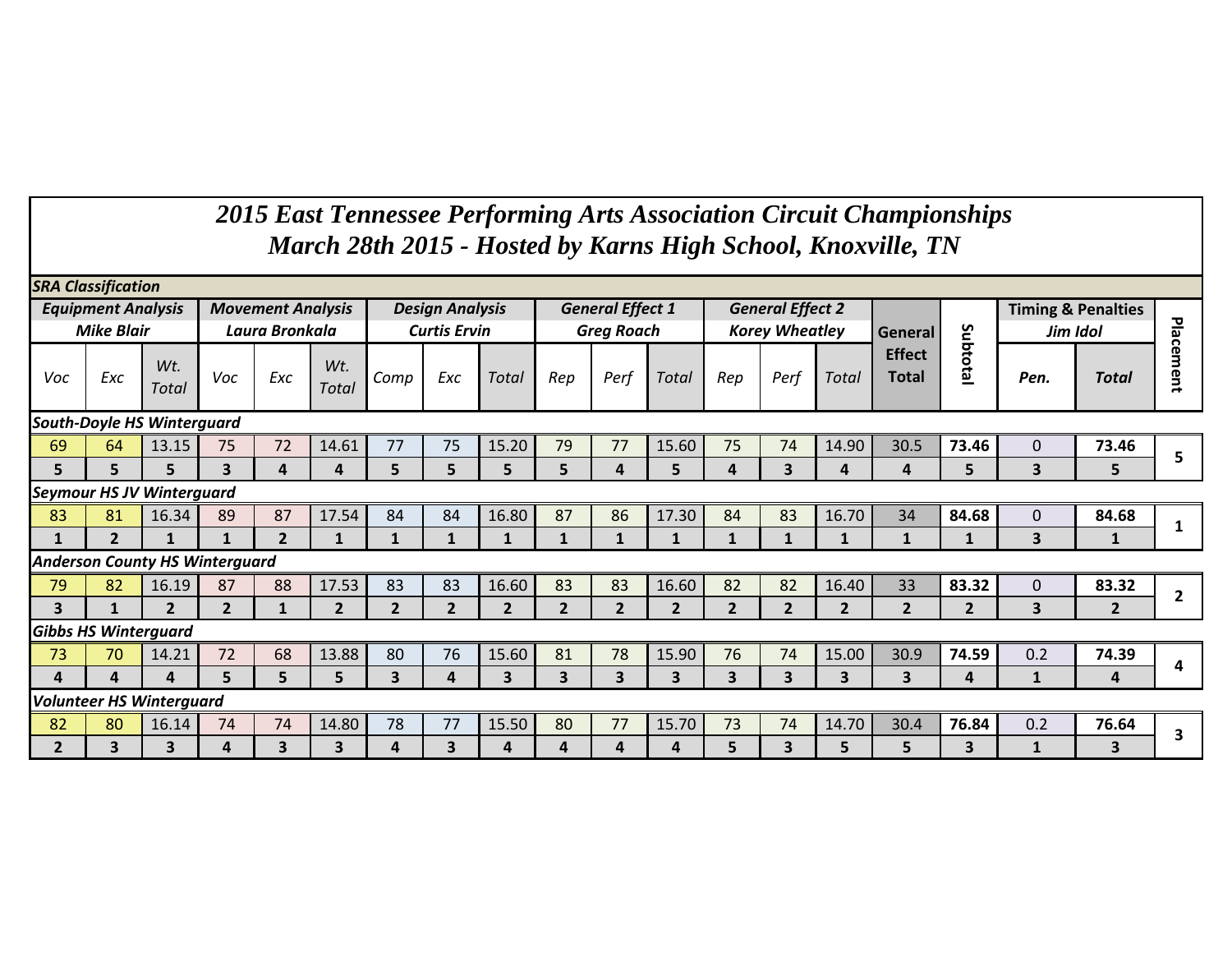# 2015 East Tennessee Performing Arts Association Circuit Championships

## March 28th 2015 - Hosted by Karns High School, Knoxville, TN

| *SRA Classification* | | | | | | | | | | | | | | | | | | | |
|---|---|---|---|---|---|---|---|---|---|---|---|---|---|---|---|---|---|---|---|
| ***Equipment Analysis*** ***Mike Blair*** | | | ***Movement Analysis*** ***Laura Bronkala*** | | | ***Design Analysis*** ***Curtis Ervin*** | | | ***General Effect 1*** ***Greg Roach*** | | | ***General Effect 2*** ***Korey Wheatley*** | | | **General Effect Total** | **Subtotal** | **Timing & Penalties** ***Jim Idol*** | | **Placement** |
| *Voc* | *Exc* | *Wt. Total* | *Voc* | *Exc* | *Wt. Total* | *Comp* | *Exc* | *Total* | *Rep* | *Perf* | *Total* | *Rep* | *Perf* | *Total* | | | ***Pen.*** | ***Total*** | |
| ***South-Doyle HS Winterguard*** | | | | | | | | | | | | | | | | | | | |
| 69 | 64 | 13.15 | 75 | 72 | 14.61 | 77 | 75 | 15.20 | 79 | 77 | 15.60 | 75 | 74 | 14.90 | 30.5 | **73.46** | 0 | **73.46** | **5** |
| **5** | **5** | **5** | **3** | **4** | **4** | **5** | **5** | **5** | **5** | **4** | **5** | **4** | **3** | **4** | **4** | **5** | **3** | **5** | |
| ***Seymour HS JV Winterguard*** | | | | | | | | | | | | | | | | | | | |
| 83 | 81 | 16.34 | 89 | 87 | 17.54 | 84 | 84 | 16.80 | 87 | 86 | 17.30 | 84 | 83 | 16.70 | 34 | **84.68** | 0 | **84.68** | **1** |
| **1** | **2** | **1** | **1** | **2** | **1** | **1** | **1** | **1** | **1** | **1** | **1** | **1** | **1** | **1** | **1** | **1** | **3** | **1** | |
| ***Anderson County HS Winterguard*** | | | | | | | | | | | | | | | | | | | |
| 79 | 82 | 16.19 | 87 | 88 | 17.53 | 83 | 83 | 16.60 | 83 | 83 | 16.60 | 82 | 82 | 16.40 | 33 | **83.32** | 0 | **83.32** | **2** |
| **3** | **1** | **2** | **2** | **1** | **2** | **2** | **2** | **2** | **2** | **2** | **2** | **2** | **2** | **2** | **2** | **2** | **3** | **2** | |
| ***Gibbs HS Winterguard*** | | | | | | | | | | | | | | | | | | | |
| 73 | 70 | 14.21 | 72 | 68 | 13.88 | 80 | 76 | 15.60 | 81 | 78 | 15.90 | 76 | 74 | 15.00 | 30.9 | **74.59** | 0.2 | **74.39** | **4** |
| **4** | **4** | **4** | **5** | **5** | **5** | **3** | **4** | **3** | **3** | **3** | **3** | **3** | **3** | **3** | **3** | **4** | **1** | **4** | |
| ***Volunteer HS Winterguard*** | | | | | | | | | | | | | | | | | | | |
| 82 | 80 | 16.14 | 74 | 74 | 14.80 | 78 | 77 | 15.50 | 80 | 77 | 15.70 | 73 | 74 | 14.70 | 30.4 | **76.84** | 0.2 | **76.64** | **3** |
| **2** | **3** | **3** | **4** | **3** | **3** | **4** | **3** | **4** | **4** | **4** | **4** | **5** | **3** | **5** | **5** | **3** | **1** | **3** | |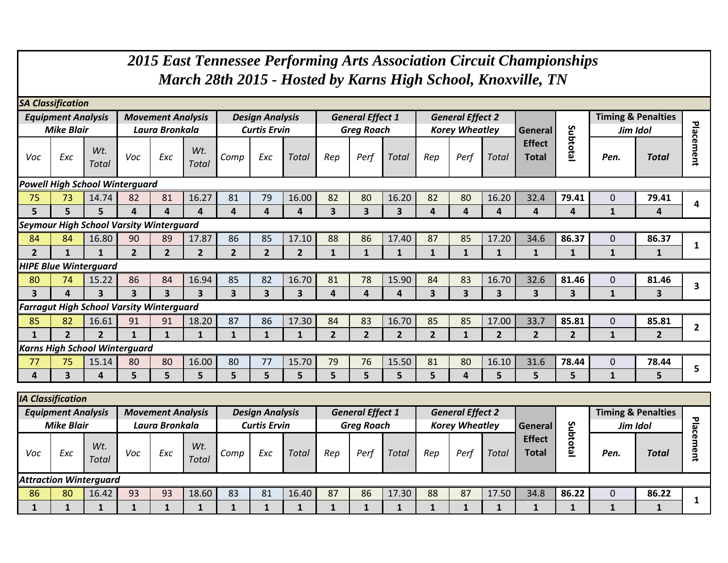# 2015 East Tennessee Performing Arts Association Circuit Championships

## March 28th 2015 - Hosted by Karns High School, Knoxville, TN

### SA Classification

| Equipment Analysis | | | Movement Analysis | | | Design Analysis | | | General Effect 1 | | | General Effect 2 | | | General Effect Total | Subtotal | Timing & Penalties | | Placement |
|---|---|---|---|---|---|---|---|---|---|---|---|---|---|---|---|---|---|---|---|
| Mike Blair | | | Laura Bronkala | | | Curtis Ervin | | | Greg Roach | | | Korey Wheatley | | | | | Jim Idol | | |
| Voc | Exc | Wt. Total | Voc | Exc | Wt. Total | Comp | Exc | Total | Rep | Perf | Total | Rep | Perf | Total | | | Pen. | Total | |
| **Powell High School Winterguard** | | | | | | | | | | | | | | | | | | | |
| 75 | 73 | 14.74 | 82 | 81 | 16.27 | 81 | 79 | 16.00 | 82 | 80 | 16.20 | 82 | 80 | 16.20 | 32.4 | **79.41** | 0 | **79.41** | **4** |
| **5** | **5** | **5** | **4** | **4** | **4** | **4** | **4** | **4** | **3** | **3** | **3** | **4** | **4** | **4** | **4** | **4** | **1** | **4** | |
| **Seymour High School Varsity Winterguard** | | | | | | | | | | | | | | | | | | | |
| 84 | 84 | 16.80 | 90 | 89 | 17.87 | 86 | 85 | 17.10 | 88 | 86 | 17.40 | 87 | 85 | 17.20 | 34.6 | **86.37** | 0 | **86.37** | **1** |
| **2** | **1** | **1** | **2** | **2** | **2** | **2** | **2** | **2** | **1** | **1** | **1** | **1** | **1** | **1** | **1** | **1** | **1** | **1** | |
| **HIPE Blue Winterguard** | | | | | | | | | | | | | | | | | | | |
| 80 | 74 | 15.22 | 86 | 84 | 16.94 | 85 | 82 | 16.70 | 81 | 78 | 15.90 | 84 | 83 | 16.70 | 32.6 | **81.46** | 0 | **81.46** | **3** |
| **3** | **4** | **3** | **3** | **3** | **3** | **3** | **3** | **3** | **4** | **4** | **4** | **3** | **3** | **3** | **3** | **3** | **1** | **3** | |
| **Farragut High School Varsity Winterguard** | | | | | | | | | | | | | | | | | | | |
| 85 | 82 | 16.61 | 91 | 91 | 18.20 | 87 | 86 | 17.30 | 84 | 83 | 16.70 | 85 | 85 | 17.00 | 33.7 | **85.81** | 0 | **85.81** | **2** |
| **1** | **2** | **2** | **1** | **1** | **1** | **1** | **1** | **1** | **2** | **2** | **2** | **2** | **1** | **2** | **2** | **2** | **1** | **2** | |
| **Karns High School Winterguard** | | | | | | | | | | | | | | | | | | | |
| 77 | 75 | 15.14 | 80 | 80 | 16.00 | 80 | 77 | 15.70 | 79 | 76 | 15.50 | 81 | 80 | 16.10 | 31.6 | **78.44** | 0 | **78.44** | **5** |
| **4** | **3** | **4** | **5** | **5** | **5** | **5** | **5** | **5** | **5** | **5** | **5** | **5** | **4** | **5** | **5** | **5** | **1** | **5** | |

### IA Classification

| Equipment Analysis | | | Movement Analysis | | | Design Analysis | | | General Effect 1 | | | General Effect 2 | | | General Effect Total | Subtotal | Timing & Penalties | | Placement |
|---|---|---|---|---|---|---|---|---|---|---|---|---|---|---|---|---|---|---|---|
| Mike Blair | | | Laura Bronkala | | | Curtis Ervin | | | Greg Roach | | | Korey Wheatley | | | | | Jim Idol | | |
| Voc | Exc | Wt. Total | Voc | Exc | Wt. Total | Comp | Exc | Total | Rep | Perf | Total | Rep | Perf | Total | | | Pen. | Total | |
| **Attraction Winterguard** | | | | | | | | | | | | | | | | | | | |
| 86 | 80 | 16.42 | 93 | 93 | 18.60 | 83 | 81 | 16.40 | 87 | 86 | 17.30 | 88 | 87 | 17.50 | 34.8 | **86.22** | 0 | **86.22** | **1** |
| **1** | **1** | **1** | **1** | **1** | **1** | **1** | **1** | **1** | **1** | **1** | **1** | **1** | **1** | **1** | **1** | **1** | **1** | **1** | |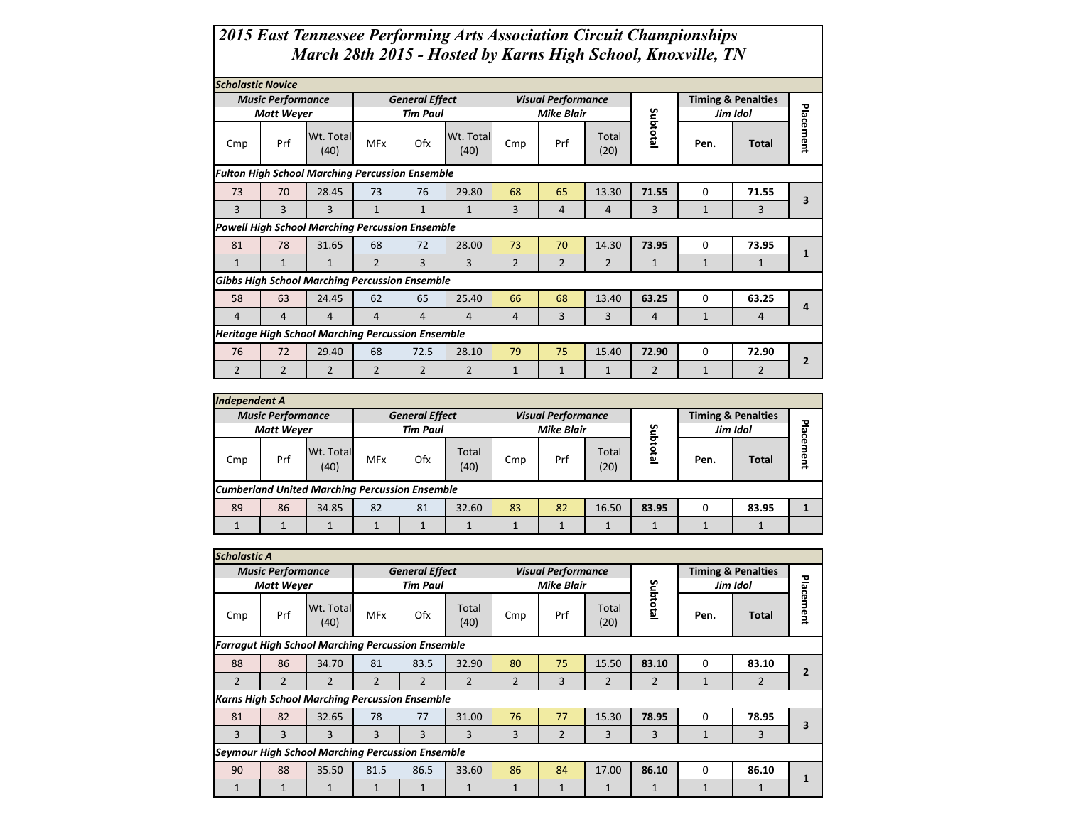# 2015 East Tennessee Performing Arts Association Circuit Championships
## March 28th 2015 - Hosted by Karns High School, Knoxville, TN

### Scholastic Novice

| Music Performance<br>Matt Weyer | | | General Effect<br>Tim Paul | | | Visual Performance<br>Mike Blair | | | Subtotal | Timing & Penalties<br>Jim Idol | | Placement |
|---|---|---|---|---|---|---|---|---|---|---|---|---|
| Cmp | Prf | Wt. Total (40) | MFx | Ofx | Wt. Total (40) | Cmp | Prf | Total (20) | | Pen. | Total | |
| ***Fulton High School Marching Percussion Ensemble*** | | | | | | | | | | | | |
| 73 | 70 | 28.45 | 73 | 76 | 29.80 | 68 | 65 | 13.30 | **71.55** | 0 | **71.55** | **3** |
| 3 | 3 | 3 | 1 | 1 | 1 | 3 | 4 | 4 | 3 | 1 | 3 | |
| ***Powell High School Marching Percussion Ensemble*** | | | | | | | | | | | | |
| 81 | 78 | 31.65 | 68 | 72 | 28.00 | 73 | 70 | 14.30 | **73.95** | 0 | **73.95** | **1** |
| 1 | 1 | 1 | 2 | 3 | 3 | 2 | 2 | 2 | 1 | 1 | 1 | |
| ***Gibbs High School Marching Percussion Ensemble*** | | | | | | | | | | | | |
| 58 | 63 | 24.45 | 62 | 65 | 25.40 | 66 | 68 | 13.40 | **63.25** | 0 | **63.25** | **4** |
| 4 | 4 | 4 | 4 | 4 | 4 | 4 | 3 | 3 | 4 | 1 | 4 | |
| ***Heritage High School Marching Percussion Ensemble*** | | | | | | | | | | | | |
| 76 | 72 | 29.40 | 68 | 72.5 | 28.10 | 79 | 75 | 15.40 | **72.90** | 0 | **72.90** | **2** |
| 2 | 2 | 2 | 2 | 2 | 2 | 1 | 1 | 1 | 2 | 1 | 2 | |

### Independent A

| Music Performance<br>Matt Weyer | | | General Effect<br>Tim Paul | | | Visual Performance<br>Mike Blair | | | Subtotal | Timing & Penalties<br>Jim Idol | | Placement |
|---|---|---|---|---|---|---|---|---|---|---|---|---|
| Cmp | Prf | Wt. Total (40) | MFx | Ofx | Total (40) | Cmp | Prf | Total (20) | | Pen. | Total | |
| ***Cumberland United Marching Percussion Ensemble*** | | | | | | | | | | | | |
| 89 | 86 | 34.85 | 82 | 81 | 32.60 | 83 | 82 | 16.50 | **83.95** | 0 | **83.95** | **1** |
| 1 | 1 | 1 | 1 | 1 | 1 | 1 | 1 | 1 | 1 | 1 | 1 | |

### Scholastic A

| Music Performance<br>Matt Weyer | | | General Effect<br>Tim Paul | | | Visual Performance<br>Mike Blair | | | Subtotal | Timing & Penalties<br>Jim Idol | | Placement |
|---|---|---|---|---|---|---|---|---|---|---|---|---|
| Cmp | Prf | Wt. Total (40) | MFx | Ofx | Total (40) | Cmp | Prf | Total (20) | | Pen. | Total | |
| ***Farragut High School Marching Percussion Ensemble*** | | | | | | | | | | | | |
| 88 | 86 | 34.70 | 81 | 83.5 | 32.90 | 80 | 75 | 15.50 | **83.10** | 0 | **83.10** | **2** |
| 2 | 2 | 2 | 2 | 2 | 2 | 2 | 3 | 2 | 2 | 1 | 2 | |
| ***Karns High School Marching Percussion Ensemble*** | | | | | | | | | | | | |
| 81 | 82 | 32.65 | 78 | 77 | 31.00 | 76 | 77 | 15.30 | **78.95** | 0 | **78.95** | **3** |
| 3 | 3 | 3 | 3 | 3 | 3 | 3 | 2 | 3 | 3 | 1 | 3 | |
| ***Seymour High School Marching Percussion Ensemble*** | | | | | | | | | | | | |
| 90 | 88 | 35.50 | 81.5 | 86.5 | 33.60 | 86 | 84 | 17.00 | **86.10** | 0 | **86.10** | **1** |
| 1 | 1 | 1 | 1 | 1 | 1 | 1 | 1 | 1 | 1 | 1 | 1 | |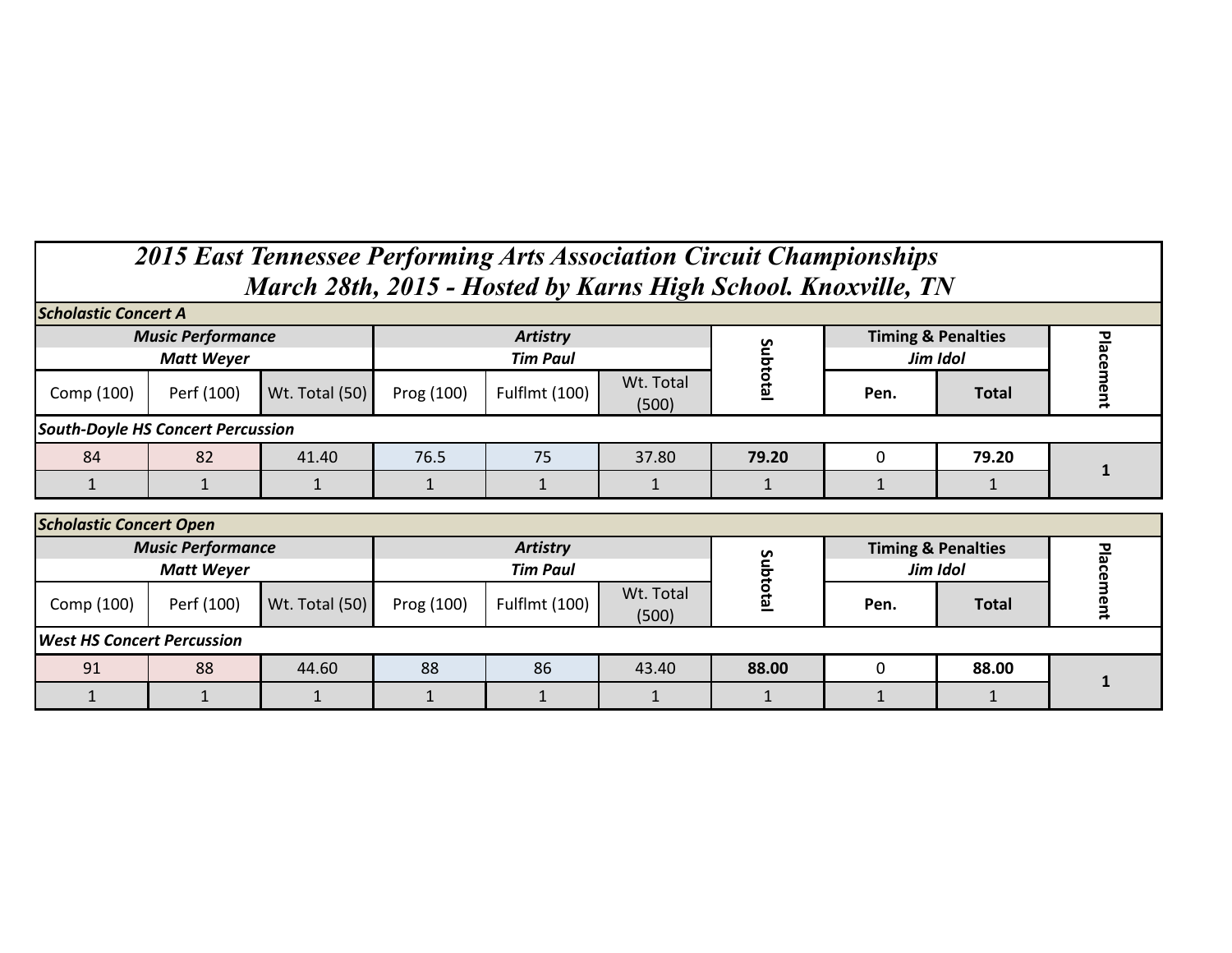# 2015 East Tennessee Performing Arts Association Circuit Championships

## March 28th, 2015 - Hosted by Karns High School. Knoxville, TN

### *Scholastic Concert A*

| ***Music Performance*** | | | ***Artistry*** | | | **Subtotal** | **Timing & Penalties** | | **Placement** |
|---|---|---|---|---|---|---|---|---|---|
| ***Matt Weyer*** | | | ***Tim Paul*** | | | | ***Jim Idol*** | | |
| Comp (100) | Perf (100) | Wt. Total (50) | Prog (100) | Fulflmt (100) | Wt. Total (500) | | **Pen.** | **Total** | |
| ***South-Doyle HS Concert Percussion*** | | | | | | | | | |
| 84 | 82 | 41.40 | 76.5 | 75 | 37.80 | **79.20** | 0 | **79.20** | **1** |
| 1 | 1 | 1 | 1 | 1 | 1 | 1 | 1 | 1 | |

### *Scholastic Concert Open*

| ***Music Performance*** | | | ***Artistry*** | | | **Subtotal** | **Timing & Penalties** | | **Placement** |
|---|---|---|---|---|---|---|---|---|---|
| ***Matt Weyer*** | | | ***Tim Paul*** | | | | ***Jim Idol*** | | |
| Comp (100) | Perf (100) | Wt. Total (50) | Prog (100) | Fulflmt (100) | Wt. Total (500) | | **Pen.** | **Total** | |
| ***West HS Concert Percussion*** | | | | | | | | | |
| 91 | 88 | 44.60 | 88 | 86 | 43.40 | **88.00** | 0 | **88.00** | **1** |
| 1 | 1 | 1 | 1 | 1 | 1 | 1 | 1 | 1 | |